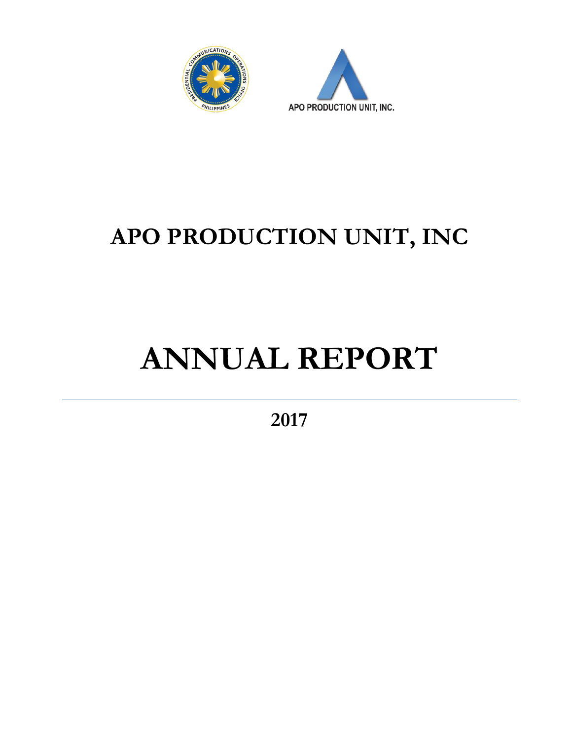# APO PRODUCTION UNIT, INC

# ANNUAL REPORT

2017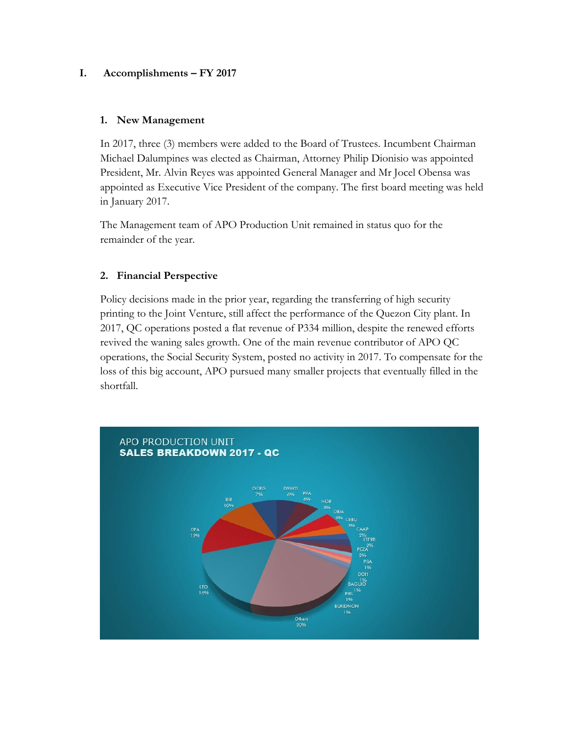# I. Accomplishments – FY 2017

## 1. New Management

In 2017, three (3) members were added to the Board of Trustees. Incumbent Chairman Michael Dalumpines was elected as Chairman, Attorney Philip Dionisio was appointed President, Mr. Alvin Reyes was appointed General Manager and Mr Jocel Obensa was appointed as Executive Vice President of the company. The first board meeting was held in January 2017.

The Management team of APO Production Unit remained in status quo for the remainder of the year.

## 2. Financial Perspective

Policy decisions made in the prior year, regarding the transferring of high security printing to the Joint Venture, still affect the performance of the Quezon City plant. In 2017, QC operations posted a flat revenue of P334 million, despite the renewed efforts revived the waning sales growth. One of the main revenue contributor of APO QC operations, the Social Security System, posted no activity in 2017. To compensate for the loss of this big account, APO pursued many smaller projects that eventually filled in the shortfall.

**APO PRODUCTION UNIT**
**SALES BREAKDOWN 2017 - QC**

| Client | Share |
|---|---|
| OCRG | 7% |
| DSWD | 6% |
| PPA | 6% |
| HOR | 3% |
| DBM | 5% |
| CEBU | 3% |
| CAAP | 2% |
| LTFRB | 2% |
| PEZA | 2% |
| PSA | 1% |
| DOH | 1% |
| BAGUIO | 1% |
| PRC | 1% |
| BUKIDNON | 1% |
| Others | 20% |
| LTO | 16% |
| DFA | 12% |
| BIR | 10% |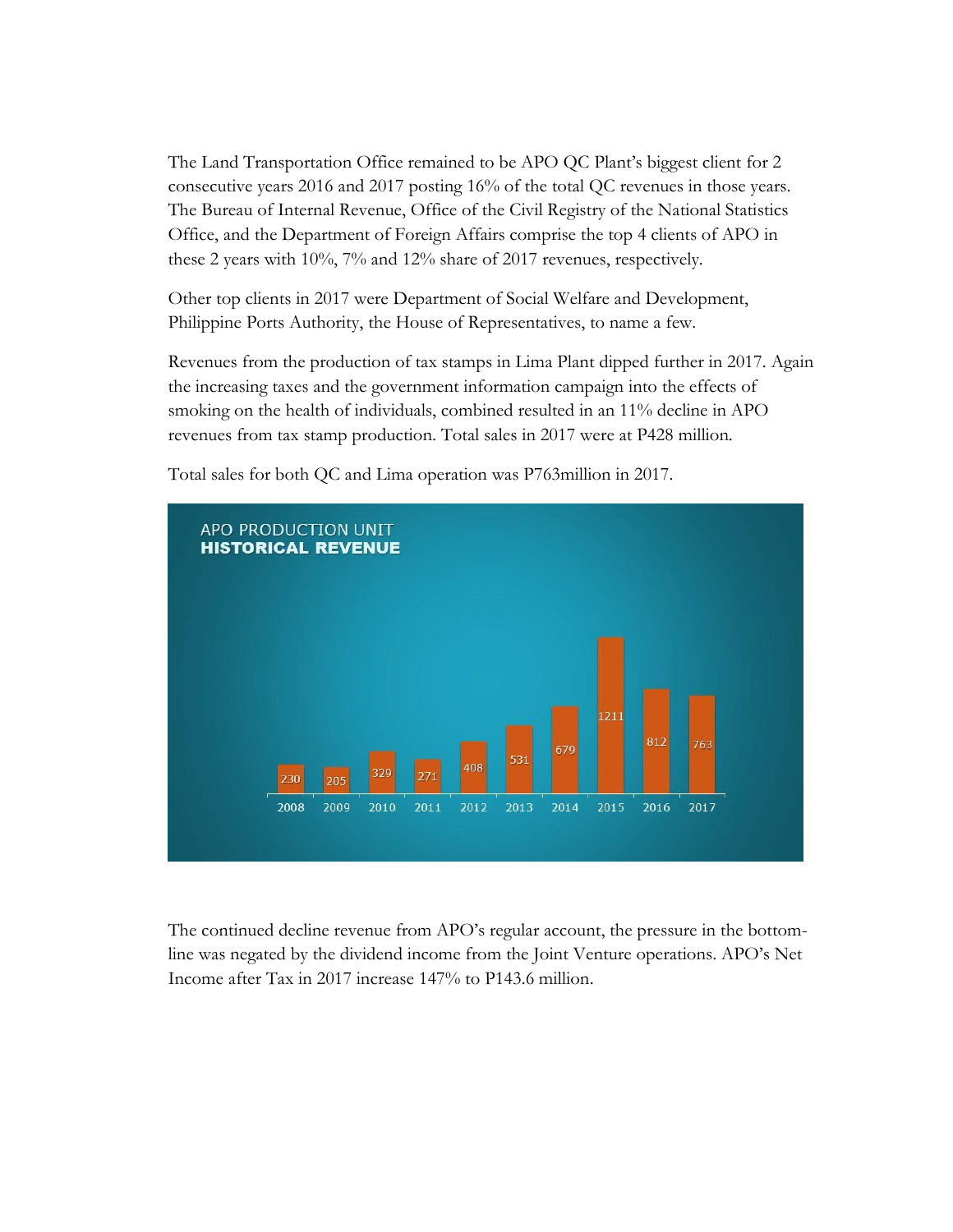The Land Transportation Office remained to be APO QC Plant's biggest client for 2 consecutive years 2016 and 2017 posting 16% of the total QC revenues in those years. The Bureau of Internal Revenue, Office of the Civil Registry of the National Statistics Office, and the Department of Foreign Affairs comprise the top 4 clients of APO in these 2 years with 10%, 7% and 12% share of 2017 revenues, respectively.

Other top clients in 2017 were Department of Social Welfare and Development, Philippine Ports Authority, the House of Representatives, to name a few.

Revenues from the production of tax stamps in Lima Plant dipped further in 2017. Again the increasing taxes and the government information campaign into the effects of smoking on the health of individuals, combined resulted in an 11% decline in APO revenues from tax stamp production. Total sales in 2017 were at P428 million.

Total sales for both QC and Lima operation was P763million in 2017.

APO PRODUCTION UNIT
**HISTORICAL REVENUE**

| 2008 | 2009 | 2010 | 2011 | 2012 | 2013 | 2014 | 2015 | 2016 | 2017 |
|---|---|---|---|---|---|---|---|---|---|
| 230 | 205 | 329 | 271 | 408 | 531 | 679 | 1211 | 812 | 763 |

The continued decline revenue from APO's regular account, the pressure in the bottom-line was negated by the dividend income from the Joint Venture operations. APO's Net Income after Tax in 2017 increase 147% to P143.6 million.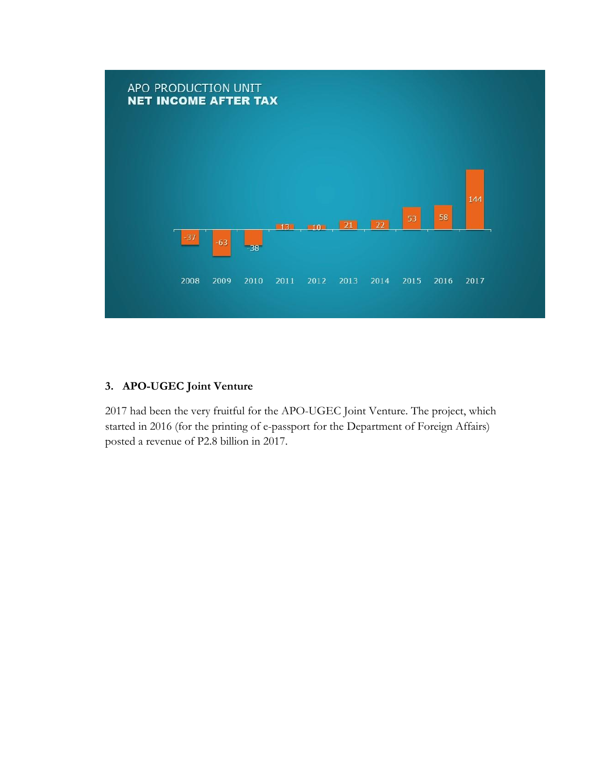APO PRODUCTION UNIT
**NET INCOME AFTER TAX**

| 2008 | 2009 | 2010 | 2011 | 2012 | 2013 | 2014 | 2015 | 2016 | 2017 |
|---|---|---|---|---|---|---|---|---|---|
| -37 | -63 | -38 | 13 | 10 | 21 | 22 | 53 | 58 | 144 |

### 3. APO-UGEC Joint Venture

2017 had been the very fruitful for the APO-UGEC Joint Venture. The project, which started in 2016 (for the printing of e-passport for the Department of Foreign Affairs) posted a revenue of P2.8 billion in 2017.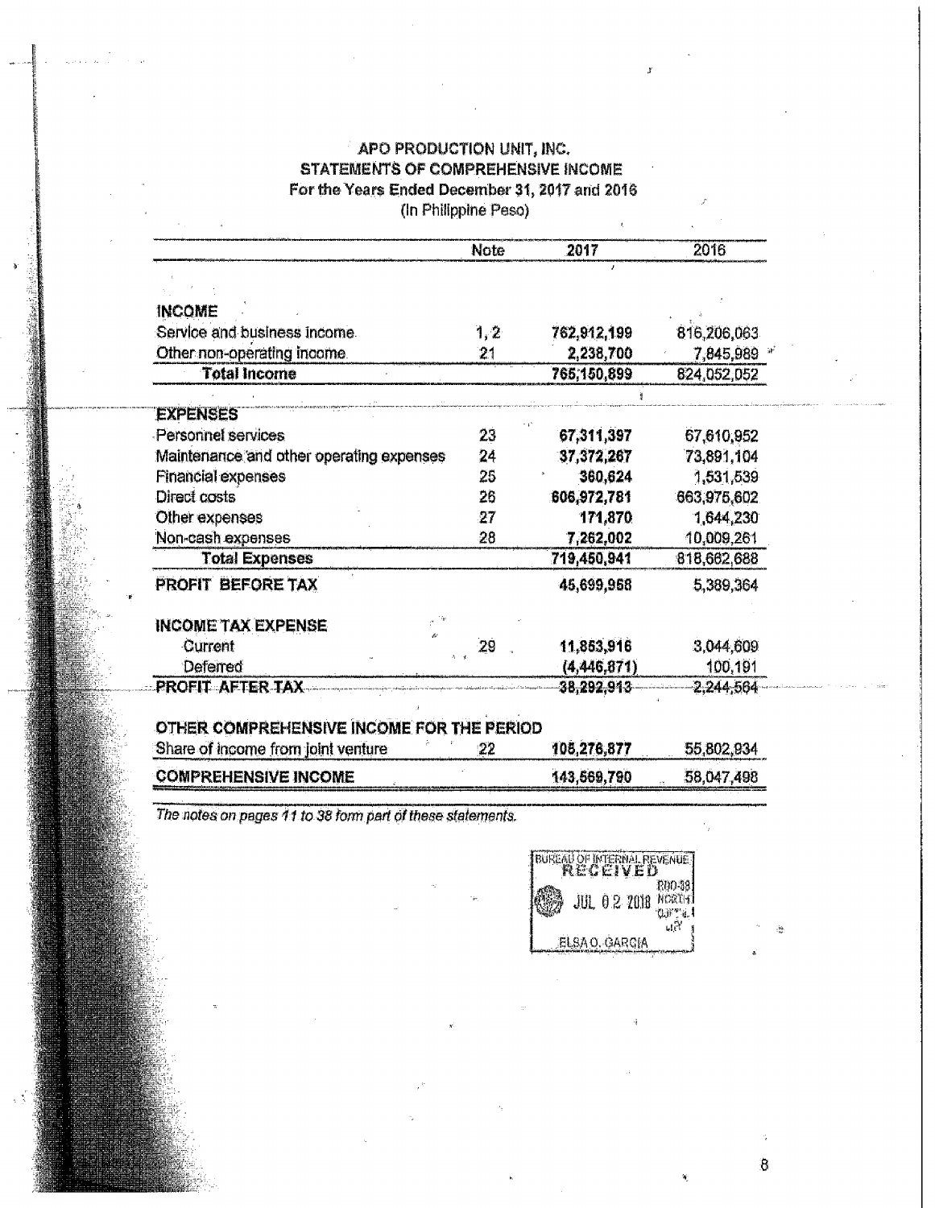# APO PRODUCTION UNIT, INC.

## STATEMENTS OF COMPREHENSIVE INCOME

**For the Years Ended December 31, 2017 and 2016**

(In Philippine Peso)

| | Note | 2017 | 2016 |
|---|---|---|---|
| **INCOME** | | | |
| Service and business income | 1, 2 | 762,912,199 | 816,206,063 |
| Other non-operating income | 21 | 2,238,700 | 7,845,989 |
| **Total Income** | | 765,150,899 | 824,052,052 |
| **EXPENSES** | | | |
| Personnel services | 23 | 67,311,397 | 67,610,952 |
| Maintenance and other operating expenses | 24 | 37,372,267 | 73,891,104 |
| Financial expenses | 25 | 360,624 | 1,531,539 |
| Direct costs | 26 | 606,972,781 | 663,975,602 |
| Other expenses | 27 | 171,870 | 1,644,230 |
| Non-cash expenses | 28 | 7,262,002 | 10,009,261 |
| **Total Expenses** | | 719,450,941 | 818,662,688 |
| **PROFIT BEFORE TAX** | | 45,699,958 | 5,389,364 |
| **INCOME TAX EXPENSE** | | | |
| Current | 29 | 11,853,916 | 3,044,609 |
| Deferred | | (4,446,871) | 100,191 |
| **PROFIT AFTER TAX** | | 38,292,913 | 2,244,564 |
| **OTHER COMPREHENSIVE INCOME FOR THE PERIOD** | | | |
| Share of income from joint venture | 22 | 105,276,877 | 55,802,934 |
| **COMPREHENSIVE INCOME** | | 143,569,790 | 58,047,498 |

*The notes on pages 11 to 38 form part of these statements.*

BUREAU OF INTERNAL REVENUE
RECEIVED
JUL 02 2018
RDO-38
NORTH
ELSA O. GARCIA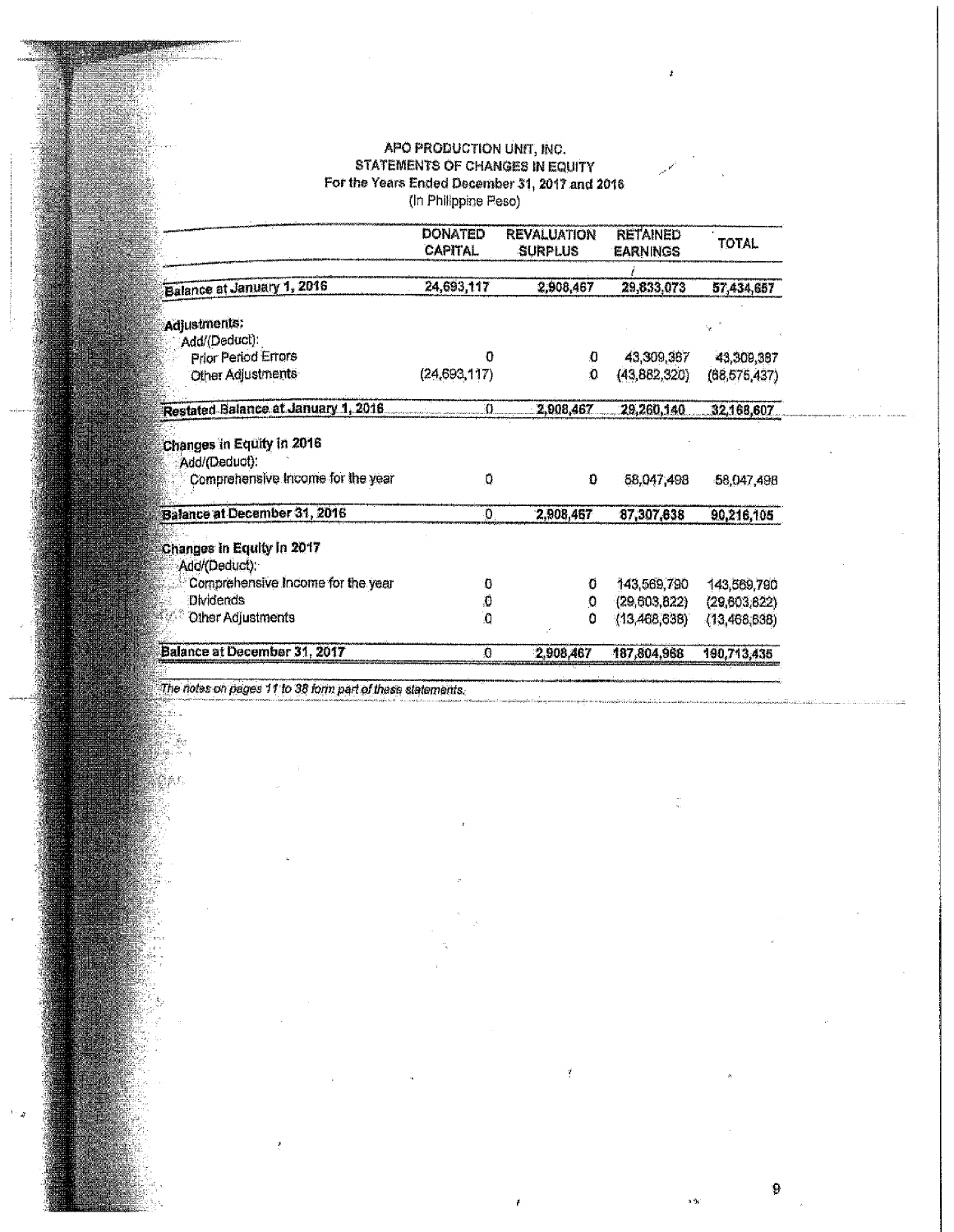# APO PRODUCTION UNIT, INC.
## STATEMENTS OF CHANGES IN EQUITY
### For the Years Ended December 31, 2017 and 2016
(In Philippine Peso)

| | DONATED CAPITAL | REVALUATION SURPLUS | RETAINED EARNINGS | TOTAL |
|---|---|---|---|---|
| **Balance at January 1, 2016** | 24,693,117 | 2,908,467 | 29,833,073 | 57,434,657 |
| **Adjustments:** | | | | |
| Add/(Deduct): | | | | |
| Prior Period Errors | 0 | 0 | 43,309,387 | 43,309,387 |
| Other Adjustments | (24,693,117) | 0 | (43,882,320) | (68,575,437) |
| **Restated Balance at January 1, 2016** | 0 | 2,908,467 | 29,260,140 | 32,168,607 |
| **Changes in Equity in 2016** | | | | |
| Add/(Deduct): | | | | |
| Comprehensive Income for the year | 0 | 0 | 58,047,498 | 58,047,498 |
| **Balance at December 31, 2016** | 0 | 2,908,467 | 87,307,638 | 90,216,105 |
| **Changes in Equity in 2017** | | | | |
| Add/(Deduct): | | | | |
| Comprehensive Income for the year | 0 | 0 | 143,569,790 | 143,569,790 |
| Dividends | 0 | 0 | (29,603,822) | (29,603,822) |
| Other Adjustments | 0 | 0 | (13,468,638) | (13,468,638) |
| **Balance at December 31, 2017** | 0 | 2,908,467 | 187,804,968 | 190,713,435 |

*The notes on pages 11 to 38 form part of these statements.*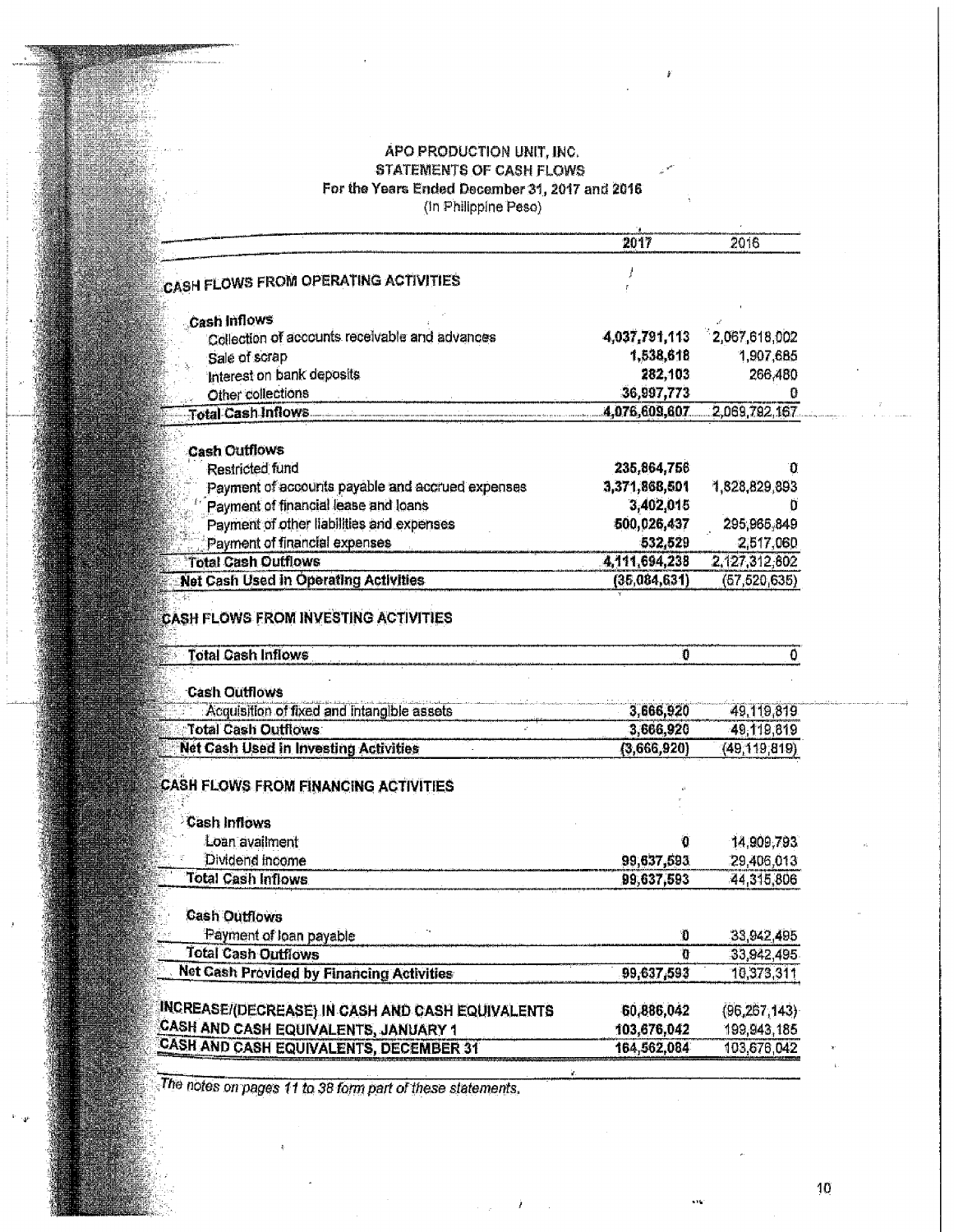# APO PRODUCTION UNIT, INC.
## STATEMENTS OF CASH FLOWS
### For the Years Ended December 31, 2017 and 2016
(In Philippine Peso)

| | 2017 | 2016 |
|---|---|---|
| **CASH FLOWS FROM OPERATING ACTIVITIES** | | |
| **Cash Inflows** | | |
| Collection of accounts receivable and advances | 4,037,791,113 | 2,067,618,002 |
| Sale of scrap | 1,538,618 | 1,907,685 |
| Interest on bank deposits | 282,103 | 266,480 |
| Other collections | 36,997,773 | 0 |
| **Total Cash Inflows** | 4,076,609,607 | 2,069,792,167 |
| **Cash Outflows** | | |
| Restricted fund | 235,864,756 | 0 |
| Payment of accounts payable and accrued expenses | 3,371,868,501 | 1,828,829,893 |
| Payment of financial lease and loans | 3,402,015 | 0 |
| Payment of other liabilities and expenses | 500,026,437 | 295,965,849 |
| Payment of financial expenses | 532,529 | 2,517,060 |
| **Total Cash Outflows** | 4,111,694,238 | 2,127,312,802 |
| **Net Cash Used in Operating Activities** | (35,084,631) | (57,520,635) |
| **CASH FLOWS FROM INVESTING ACTIVITIES** | | |
| **Total Cash Inflows** | 0 | 0 |
| **Cash Outflows** | | |
| Acquisition of fixed and intangible assets | 3,666,920 | 49,119,819 |
| **Total Cash Outflows** | 3,666,920 | 49,119,819 |
| **Net Cash Used in Investing Activities** | (3,666,920) | (49,119,819) |
| **CASH FLOWS FROM FINANCING ACTIVITIES** | | |
| **Cash Inflows** | | |
| Loan availment | 0 | 14,909,793 |
| Dividend income | 99,637,593 | 29,406,013 |
| **Total Cash Inflows** | 99,637,593 | 44,315,806 |
| **Cash Outflows** | | |
| Payment of loan payable | 0 | 33,942,495 |
| **Total Cash Outflows** | 0 | 33,942,495 |
| **Net Cash Provided by Financing Activities** | 99,637,593 | 10,373,311 |
| **INCREASE/(DECREASE) IN CASH AND CASH EQUIVALENTS** | 60,886,042 | (96,267,143) |
| **CASH AND CASH EQUIVALENTS, JANUARY 1** | 103,676,042 | 199,943,185 |
| **CASH AND CASH EQUIVALENTS, DECEMBER 31** | 164,562,084 | 103,676,042 |

*The notes on pages 11 to 38 form part of these statements.*